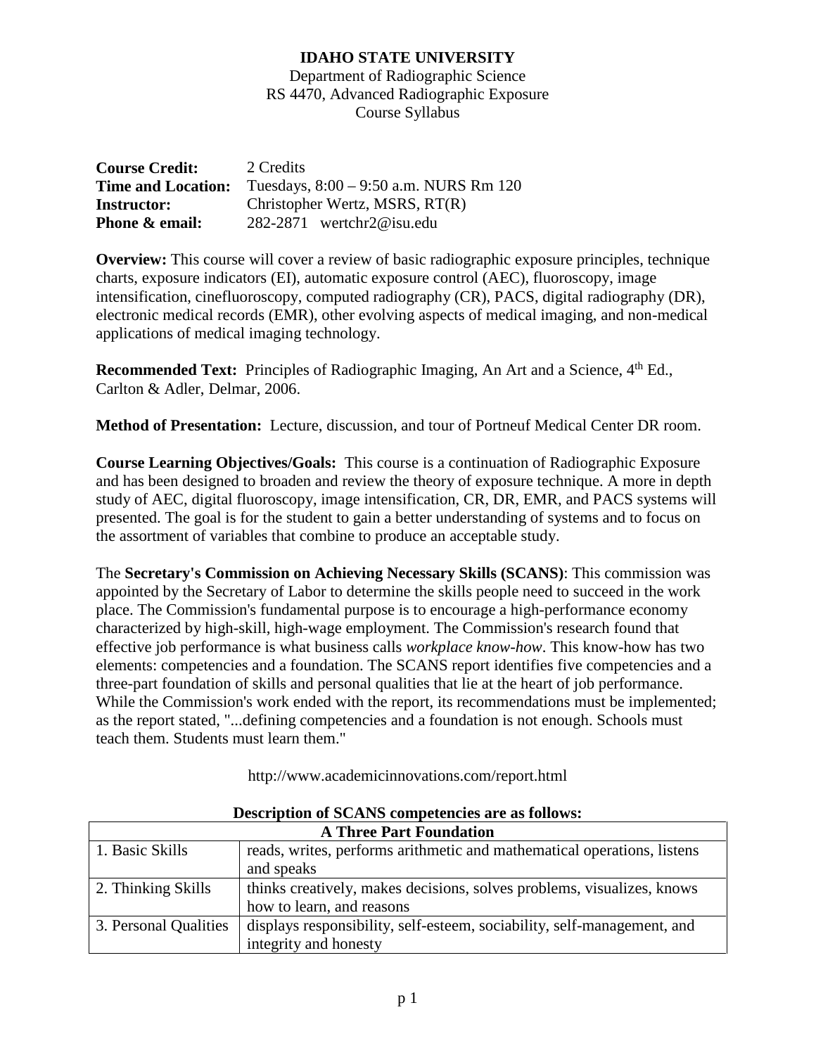**IDAHO STATE UNIVERSITY**

Department of Radiographic Science

RS 4470, Advanced Radiographic Exposure

Course Syllabus

**Course Credit:** 2 Credits

**Time and Location:** Tuesdays, 8:00 – 9:50 a.m. NURS Rm 120

**Instructor:** Christopher Wertz, MSRS, RT(R)

**Phone & email:** 282-2871 wertchr2@isu.edu

**Overview:** This course will cover a review of basic radiographic exposure principles, technique charts, exposure indicators (EI), automatic exposure control (AEC), fluoroscopy, image intensification, cinefluoroscopy, computed radiography (CR), PACS, digital radiography (DR), electronic medical records (EMR), other evolving aspects of medical imaging, and non-medical applications of medical imaging technology.

**Recommended Text:** Principles of Radiographic Imaging, An Art and a Science, 4th Ed., Carlton & Adler, Delmar, 2006.

**Method of Presentation:** Lecture, discussion, and tour of Porteneuf Medical Center DR room.

**Course Learning Objectives/Goals:** This course is a continuation of Radiographic Exposure and has been designed to broaden and review the theory of exposure technique. A more in depth study of AEC, digital fluoroscopy, image intensification, CR, DR, EMR, and PACS systems will presented. The goal is for the student to gain a better understanding of systems and to focus on the assortment of variables that combine to produce an acceptable study.

The **Secretary's Commission on Achieving Necessary Skills (SCANS)**: This commission was appointed by the Secretary of Labor to determine the skills people need to succeed in the work place. The Commission's fundamental purpose is to encourage a high-performance economy characterized by high-skill, high-wage employment. The Commission's research found that effective job performance is what business calls *workplace know-how*. This know-how has two elements: competencies and a foundation. The SCANS report identifies five competencies and a three-part foundation of skills and personal qualities that lie at the heart of job performance. While the Commission's work ended with the report, its recommendations must be implemented; as the report stated, "...defining competencies and a foundation is not enough. Schools must teach them. Students must learn them."

http://www.academicinnovations.com/report.html

**Description of SCANS competencies are as follows:**

| **A Three Part Foundation** | |
|---|---|
| 1. Basic Skills | reads, writes, performs arithmetic and mathematical operations, listens and speaks |
| 2. Thinking Skills | thinks creatively, makes decisions, solves problems, visualizes, knows how to learn, and reasons |
| 3. Personal Qualities | displays responsibility, self-esteem, sociability, self-management, and integrity and honesty |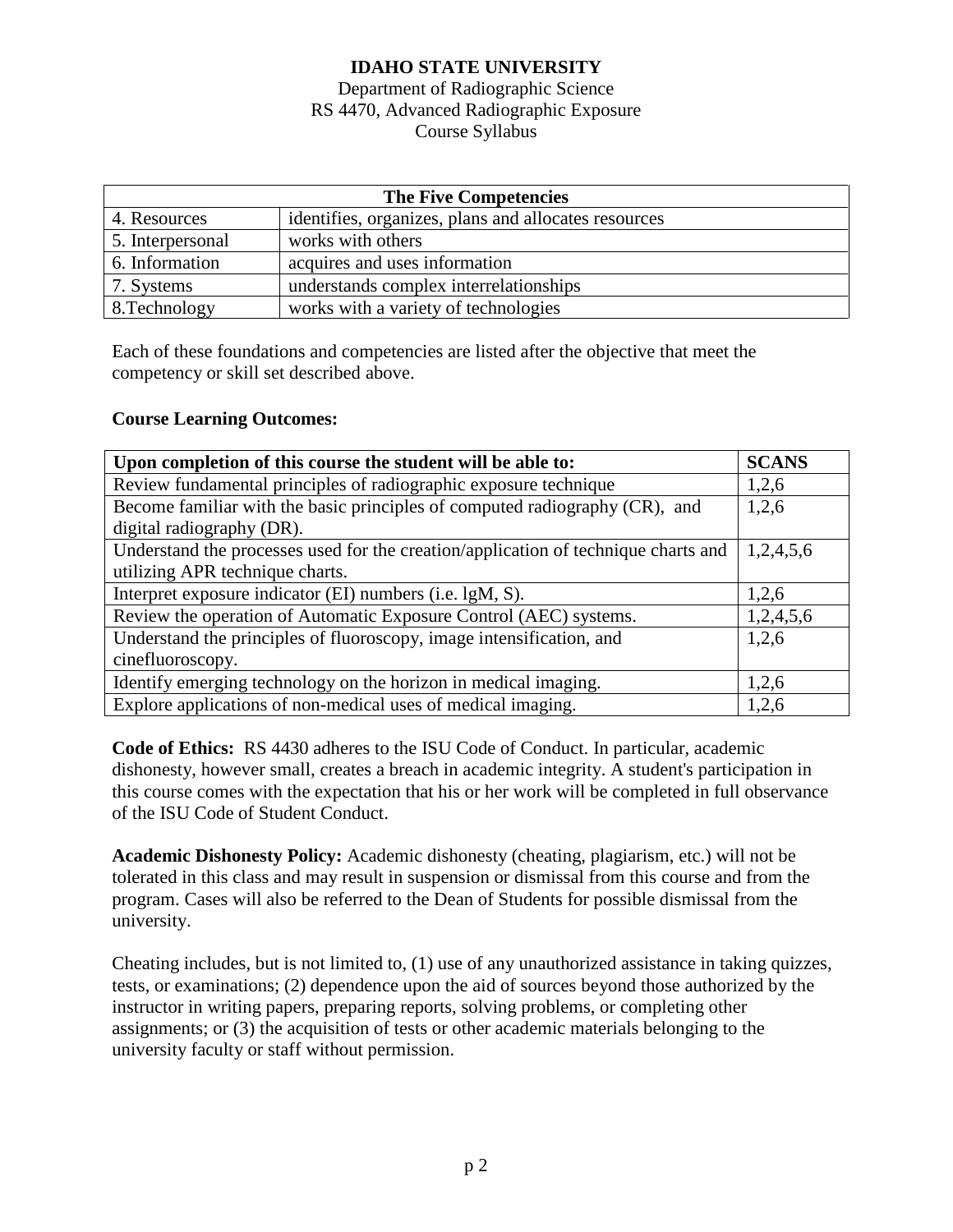**IDAHO STATE UNIVERSITY**
Department of Radiographic Science
RS 4470, Advanced Radiographic Exposure
Course Syllabus

| The Five Competencies | |
|---|---|
| 4. Resources | identifies, organizes, plans and allocates resources |
| 5. Interpersonal | works with others |
| 6. Information | acquires and uses information |
| 7. Systems | understands complex interrelationships |
| 8.Technology | works with a variety of technologies |

Each of these foundations and competencies are listed after the objective that meet the competency or skill set described above.

**Course Learning Outcomes:**

| Upon completion of this course the student will be able to: | SCANS |
|---|---|
| Review fundamental principles of radiographic exposure technique | 1,2,6 |
| Become familiar with the basic principles of computed radiography (CR), and digital radiography (DR). | 1,2,6 |
| Understand the processes used for the creation/application of technique charts and utilizing APR technique charts. | 1,2,4,5,6 |
| Interpret exposure indicator (EI) numbers (i.e. lgM, S). | 1,2,6 |
| Review the operation of Automatic Exposure Control (AEC) systems. | 1,2,4,5,6 |
| Understand the principles of fluoroscopy, image intensification, and cinefluoroscopy. | 1,2,6 |
| Identify emerging technology on the horizon in medical imaging. | 1,2,6 |
| Explore applications of non-medical uses of medical imaging. | 1,2,6 |

**Code of Ethics:** RS 4430 adheres to the ISU Code of Conduct. In particular, academic dishonesty, however small, creates a breach in academic integrity. A student's participation in this course comes with the expectation that his or her work will be completed in full observance of the ISU Code of Student Conduct.

**Academic Dishonesty Policy:** Academic dishonesty (cheating, plagiarism, etc.) will not be tolerated in this class and may result in suspension or dismissal from this course and from the program. Cases will also be referred to the Dean of Students for possible dismissal from the university.

Cheating includes, but is not limited to, (1) use of any unauthorized assistance in taking quizzes, tests, or examinations; (2) dependence upon the aid of sources beyond those authorized by the instructor in writing papers, preparing reports, solving problems, or completing other assignments; or (3) the acquisition of tests or other academic materials belonging to the university faculty or staff without permission.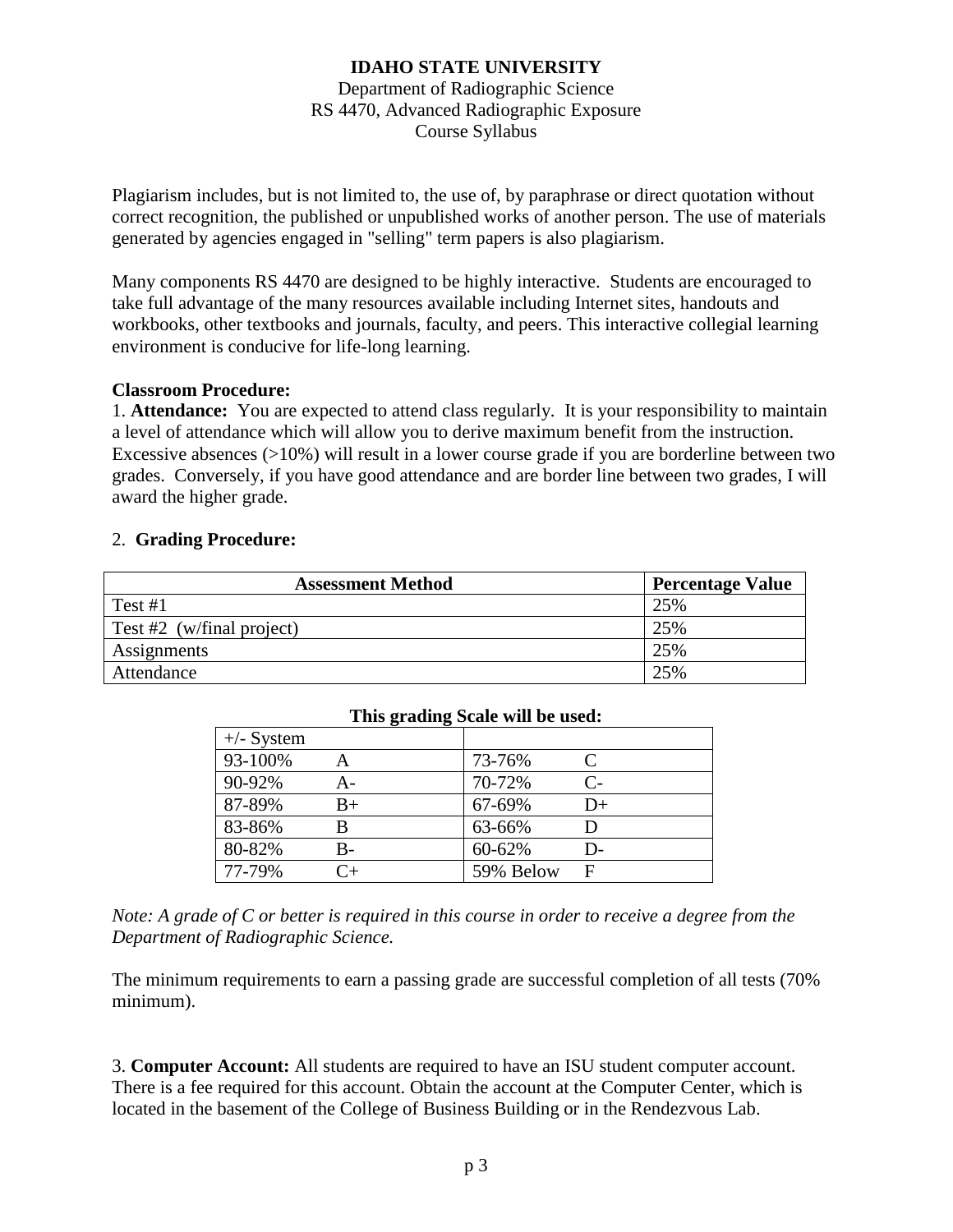Plagiarism includes, but is not limited to, the use of, by paraphrase or direct quotation without correct recognition, the published or unpublished works of another person. The use of materials generated by agencies engaged in "selling" term papers is also plagiarism.

Many components RS 4470 are designed to be highly interactive. Students are encouraged to take full advantage of the many resources available including Internet sites, handouts and workbooks, other textbooks and journals, faculty, and peers. This interactive collegial learning environment is conducive for life-long learning.

**Classroom Procedure:**

1. **Attendance:** You are expected to attend class regularly. It is your responsibility to maintain a level of attendance which will allow you to derive maximum benefit from the instruction. Excessive absences (>10%) will result in a lower course grade if you are borderline between two grades. Conversely, if you have good attendance and are border line between two grades, I will award the higher grade.

2. **Grading Procedure:**

| Assessment Method | Percentage Value |
|---|---|
| Test #1 | 25% |
| Test #2 (w/final project) | 25% |
| Assignments | 25% |
| Attendance | 25% |

**This grading Scale will be used:**

| +/- System | | | |
|---|---|---|---|
| 93-100% | A | 73-76% | C |
| 90-92% | A- | 70-72% | C- |
| 87-89% | B+ | 67-69% | D+ |
| 83-86% | B | 63-66% | D |
| 80-82% | B- | 60-62% | D- |
| 77-79% | C+ | 59% Below | F |

*Note: A grade of C or better is required in this course in order to receive a degree from the Department of Radiographic Science.*

The minimum requirements to earn a passing grade are successful completion of all tests (70% minimum).

3. **Computer Account:** All students are required to have an ISU student computer account. There is a fee required for this account. Obtain the account at the Computer Center, which is located in the basement of the College of Business Building or in the Rendezvous Lab.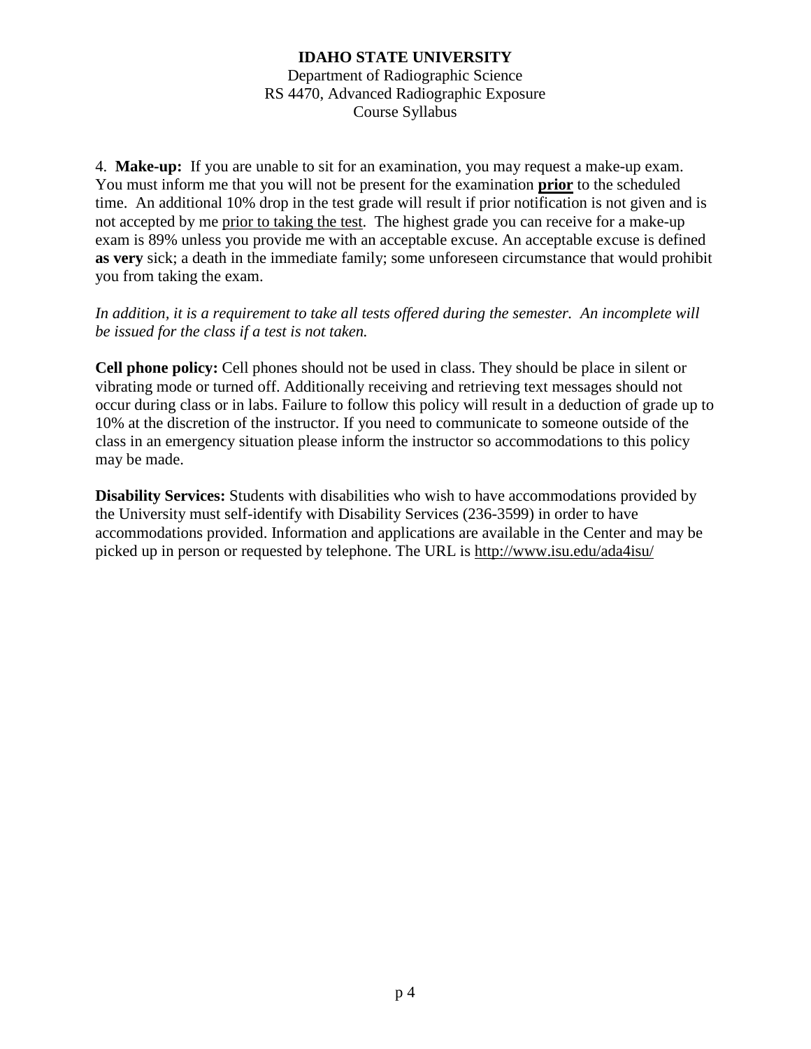4. **Make-up:** If you are unable to sit for an examination, you may request a make-up exam. You must inform me that you will not be present for the examination **prior** to the scheduled time. An additional 10% drop in the test grade will result if prior notification is not given and is not accepted by me prior to taking the test. The highest grade you can receive for a make-up exam is 89% unless you provide me with an acceptable excuse. An acceptable excuse is defined **as very** sick; a death in the immediate family; some unforeseen circumstance that would prohibit you from taking the exam.

*In addition, it is a requirement to take all tests offered during the semester. An incomplete will be issued for the class if a test is not taken.*

**Cell phone policy:** Cell phones should not be used in class. They should be place in silent or vibrating mode or turned off. Additionally receiving and retrieving text messages should not occur during class or in labs. Failure to follow this policy will result in a deduction of grade up to 10% at the discretion of the instructor. If you need to communicate to someone outside of the class in an emergency situation please inform the instructor so accommodations to this policy may be made.

**Disability Services:** Students with disabilities who wish to have accommodations provided by the University must self-identify with Disability Services (236-3599) in order to have accommodations provided. Information and applications are available in the Center and may be picked up in person or requested by telephone. The URL is http://www.isu.edu/ada4isu/